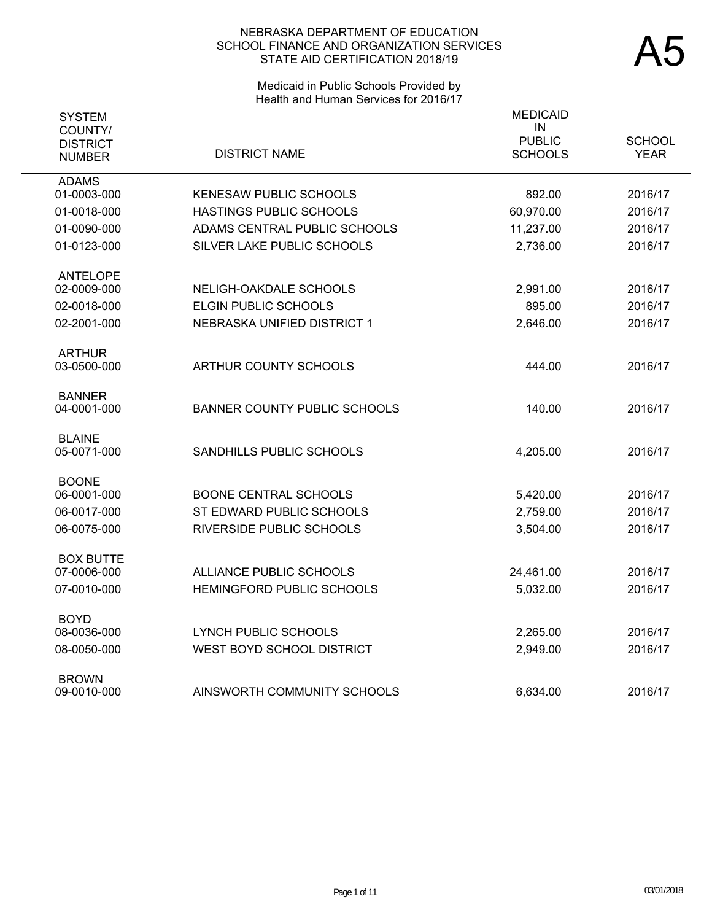# NEBRASKA DEPARTMENT OF EDUCATION
## SCHOOL FINANCE AND ORGANIZATION SERVICES
## STATE AID CERTIFICATION 2018/19

# A5

### Medicaid in Public Schools Provided by Health and Human Services for 2016/17

| SYSTEM COUNTY/ DISTRICT NUMBER | DISTRICT NAME | MEDICAID IN PUBLIC SCHOOLS | SCHOOL YEAR |
|---|---|---|---|
| ADAMS | | | |
| 01-0003-000 | KENESAW PUBLIC SCHOOLS | 892.00 | 2016/17 |
| 01-0018-000 | HASTINGS PUBLIC SCHOOLS | 60,970.00 | 2016/17 |
| 01-0090-000 | ADAMS CENTRAL PUBLIC SCHOOLS | 11,237.00 | 2016/17 |
| 01-0123-000 | SILVER LAKE PUBLIC SCHOOLS | 2,736.00 | 2016/17 |
| ANTELOPE | | | |
| 02-0009-000 | NELIGH-OAKDALE SCHOOLS | 2,991.00 | 2016/17 |
| 02-0018-000 | ELGIN PUBLIC SCHOOLS | 895.00 | 2016/17 |
| 02-2001-000 | NEBRASKA UNIFIED DISTRICT 1 | 2,646.00 | 2016/17 |
| ARTHUR | | | |
| 03-0500-000 | ARTHUR COUNTY SCHOOLS | 444.00 | 2016/17 |
| BANNER | | | |
| 04-0001-000 | BANNER COUNTY PUBLIC SCHOOLS | 140.00 | 2016/17 |
| BLAINE | | | |
| 05-0071-000 | SANDHILLS PUBLIC SCHOOLS | 4,205.00 | 2016/17 |
| BOONE | | | |
| 06-0001-000 | BOONE CENTRAL SCHOOLS | 5,420.00 | 2016/17 |
| 06-0017-000 | ST EDWARD PUBLIC SCHOOLS | 2,759.00 | 2016/17 |
| 06-0075-000 | RIVERSIDE PUBLIC SCHOOLS | 3,504.00 | 2016/17 |
| BOX BUTTE | | | |
| 07-0006-000 | ALLIANCE PUBLIC SCHOOLS | 24,461.00 | 2016/17 |
| 07-0010-000 | HEMINGFORD PUBLIC SCHOOLS | 5,032.00 | 2016/17 |
| BOYD | | | |
| 08-0036-000 | LYNCH PUBLIC SCHOOLS | 2,265.00 | 2016/17 |
| 08-0050-000 | WEST BOYD SCHOOL DISTRICT | 2,949.00 | 2016/17 |
| BROWN | | | |
| 09-0010-000 | AINSWORTH COMMUNITY SCHOOLS | 6,634.00 | 2016/17 |

03/01/2018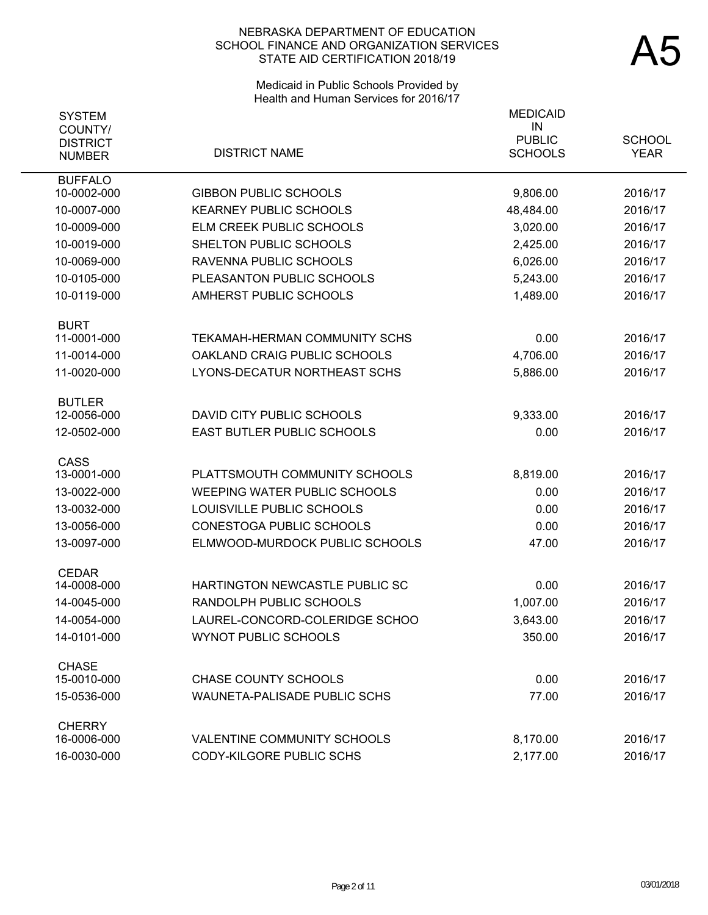NEBRASKA DEPARTMENT OF EDUCATION
SCHOOL FINANCE AND ORGANIZATION SERVICES
STATE AID CERTIFICATION 2018/19

# A5

Medicaid in Public Schools Provided by
Health and Human Services for 2016/17

| SYSTEM COUNTY/ DISTRICT NUMBER | DISTRICT NAME | MEDICAID IN PUBLIC SCHOOLS | SCHOOL YEAR |
|---|---|---|---|
| BUFFALO | | | |
| 10-0002-000 | GIBBON PUBLIC SCHOOLS | 9,806.00 | 2016/17 |
| 10-0007-000 | KEARNEY PUBLIC SCHOOLS | 48,484.00 | 2016/17 |
| 10-0009-000 | ELM CREEK PUBLIC SCHOOLS | 3,020.00 | 2016/17 |
| 10-0019-000 | SHELTON PUBLIC SCHOOLS | 2,425.00 | 2016/17 |
| 10-0069-000 | RAVENNA PUBLIC SCHOOLS | 6,026.00 | 2016/17 |
| 10-0105-000 | PLEASANTON PUBLIC SCHOOLS | 5,243.00 | 2016/17 |
| 10-0119-000 | AMHERST PUBLIC SCHOOLS | 1,489.00 | 2016/17 |
| BURT | | | |
| 11-0001-000 | TEKAMAH-HERMAN COMMUNITY SCHS | 0.00 | 2016/17 |
| 11-0014-000 | OAKLAND CRAIG PUBLIC SCHOOLS | 4,706.00 | 2016/17 |
| 11-0020-000 | LYONS-DECATUR NORTHEAST SCHS | 5,886.00 | 2016/17 |
| BUTLER | | | |
| 12-0056-000 | DAVID CITY PUBLIC SCHOOLS | 9,333.00 | 2016/17 |
| 12-0502-000 | EAST BUTLER PUBLIC SCHOOLS | 0.00 | 2016/17 |
| CASS | | | |
| 13-0001-000 | PLATTSMOUTH COMMUNITY SCHOOLS | 8,819.00 | 2016/17 |
| 13-0022-000 | WEEPING WATER PUBLIC SCHOOLS | 0.00 | 2016/17 |
| 13-0032-000 | LOUISVILLE PUBLIC SCHOOLS | 0.00 | 2016/17 |
| 13-0056-000 | CONESTOGA PUBLIC SCHOOLS | 0.00 | 2016/17 |
| 13-0097-000 | ELMWOOD-MURDOCK PUBLIC SCHOOLS | 47.00 | 2016/17 |
| CEDAR | | | |
| 14-0008-000 | HARTINGTON NEWCASTLE PUBLIC SC | 0.00 | 2016/17 |
| 14-0045-000 | RANDOLPH PUBLIC SCHOOLS | 1,007.00 | 2016/17 |
| 14-0054-000 | LAUREL-CONCORD-COLERIDGE SCHOO | 3,643.00 | 2016/17 |
| 14-0101-000 | WYNOT PUBLIC SCHOOLS | 350.00 | 2016/17 |
| CHASE | | | |
| 15-0010-000 | CHASE COUNTY SCHOOLS | 0.00 | 2016/17 |
| 15-0536-000 | WAUNETA-PALISADE PUBLIC SCHS | 77.00 | 2016/17 |
| CHERRY | | | |
| 16-0006-000 | VALENTINE COMMUNITY SCHOOLS | 8,170.00 | 2016/17 |
| 16-0030-000 | CODY-KILGORE PUBLIC SCHS | 2,177.00 | 2016/17 |

03/01/2018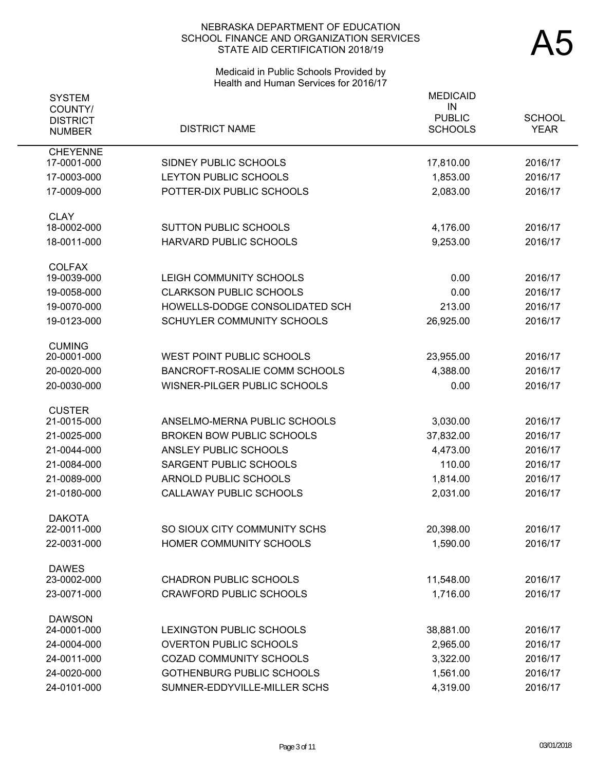NEBRASKA DEPARTMENT OF EDUCATION
SCHOOL FINANCE AND ORGANIZATION SERVICES
STATE AID CERTIFICATION 2018/19

# A5

Medicaid in Public Schools Provided by Health and Human Services for 2016/17

| SYSTEM COUNTY/ DISTRICT NUMBER | DISTRICT NAME | MEDICAID IN PUBLIC SCHOOLS | SCHOOL YEAR |
|---|---|---|---|
| **CHEYENNE** | | | |
| 17-0001-000 | SIDNEY PUBLIC SCHOOLS | 17,810.00 | 2016/17 |
| 17-0003-000 | LEYTON PUBLIC SCHOOLS | 1,853.00 | 2016/17 |
| 17-0009-000 | POTTER-DIX PUBLIC SCHOOLS | 2,083.00 | 2016/17 |
| **CLAY** | | | |
| 18-0002-000 | SUTTON PUBLIC SCHOOLS | 4,176.00 | 2016/17 |
| 18-0011-000 | HARVARD PUBLIC SCHOOLS | 9,253.00 | 2016/17 |
| **COLFAX** | | | |
| 19-0039-000 | LEIGH COMMUNITY SCHOOLS | 0.00 | 2016/17 |
| 19-0058-000 | CLARKSON PUBLIC SCHOOLS | 0.00 | 2016/17 |
| 19-0070-000 | HOWELLS-DODGE CONSOLIDATED SCH | 213.00 | 2016/17 |
| 19-0123-000 | SCHUYLER COMMUNITY SCHOOLS | 26,925.00 | 2016/17 |
| **CUMING** | | | |
| 20-0001-000 | WEST POINT PUBLIC SCHOOLS | 23,955.00 | 2016/17 |
| 20-0020-000 | BANCROFT-ROSALIE COMM SCHOOLS | 4,388.00 | 2016/17 |
| 20-0030-000 | WISNER-PILGER PUBLIC SCHOOLS | 0.00 | 2016/17 |
| **CUSTER** | | | |
| 21-0015-000 | ANSELMO-MERNA PUBLIC SCHOOLS | 3,030.00 | 2016/17 |
| 21-0025-000 | BROKEN BOW PUBLIC SCHOOLS | 37,832.00 | 2016/17 |
| 21-0044-000 | ANSLEY PUBLIC SCHOOLS | 4,473.00 | 2016/17 |
| 21-0084-000 | SARGENT PUBLIC SCHOOLS | 110.00 | 2016/17 |
| 21-0089-000 | ARNOLD PUBLIC SCHOOLS | 1,814.00 | 2016/17 |
| 21-0180-000 | CALLAWAY PUBLIC SCHOOLS | 2,031.00 | 2016/17 |
| **DAKOTA** | | | |
| 22-0011-000 | SO SIOUX CITY COMMUNITY SCHS | 20,398.00 | 2016/17 |
| 22-0031-000 | HOMER COMMUNITY SCHOOLS | 1,590.00 | 2016/17 |
| **DAWES** | | | |
| 23-0002-000 | CHADRON PUBLIC SCHOOLS | 11,548.00 | 2016/17 |
| 23-0071-000 | CRAWFORD PUBLIC SCHOOLS | 1,716.00 | 2016/17 |
| **DAWSON** | | | |
| 24-0001-000 | LEXINGTON PUBLIC SCHOOLS | 38,881.00 | 2016/17 |
| 24-0004-000 | OVERTON PUBLIC SCHOOLS | 2,965.00 | 2016/17 |
| 24-0011-000 | COZAD COMMUNITY SCHOOLS | 3,322.00 | 2016/17 |
| 24-0020-000 | GOTHENBURG PUBLIC SCHOOLS | 1,561.00 | 2016/17 |
| 24-0101-000 | SUMNER-EDDYVILLE-MILLER SCHS | 4,319.00 | 2016/17 |

03/01/2018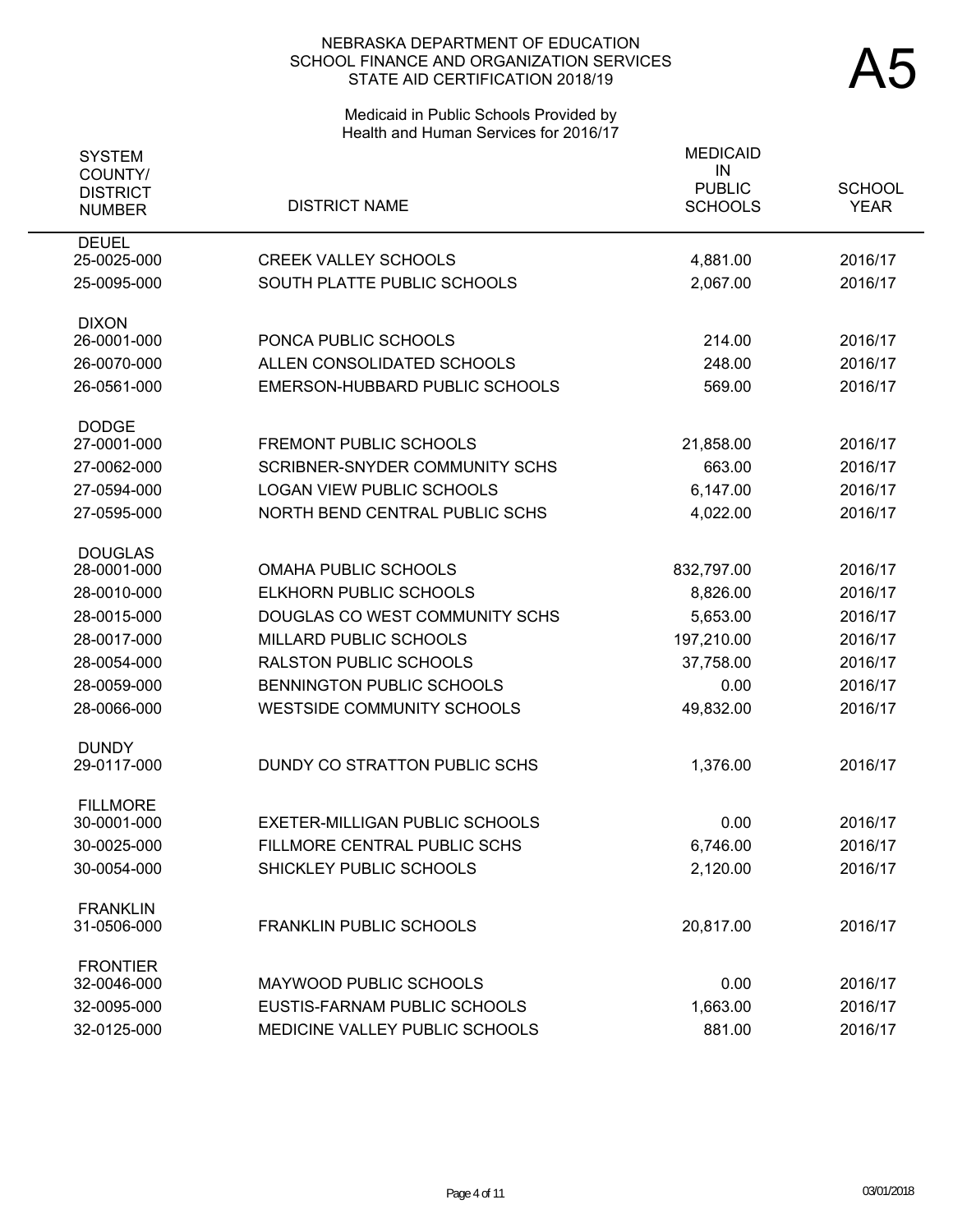NEBRASKA DEPARTMENT OF EDUCATION
SCHOOL FINANCE AND ORGANIZATION SERVICES
STATE AID CERTIFICATION 2018/19

# A5

Medicaid in Public Schools Provided by
Health and Human Services for 2016/17

| SYSTEM COUNTY/ DISTRICT NUMBER | DISTRICT NAME | MEDICAID IN PUBLIC SCHOOLS | SCHOOL YEAR |
|---|---|---|---|
| DEUEL | | | |
| 25-0025-000 | CREEK VALLEY SCHOOLS | 4,881.00 | 2016/17 |
| 25-0095-000 | SOUTH PLATTE PUBLIC SCHOOLS | 2,067.00 | 2016/17 |
| DIXON | | | |
| 26-0001-000 | PONCA PUBLIC SCHOOLS | 214.00 | 2016/17 |
| 26-0070-000 | ALLEN CONSOLIDATED SCHOOLS | 248.00 | 2016/17 |
| 26-0561-000 | EMERSON-HUBBARD PUBLIC SCHOOLS | 569.00 | 2016/17 |
| DODGE | | | |
| 27-0001-000 | FREMONT PUBLIC SCHOOLS | 21,858.00 | 2016/17 |
| 27-0062-000 | SCRIBNER-SNYDER COMMUNITY SCHS | 663.00 | 2016/17 |
| 27-0594-000 | LOGAN VIEW PUBLIC SCHOOLS | 6,147.00 | 2016/17 |
| 27-0595-000 | NORTH BEND CENTRAL PUBLIC SCHS | 4,022.00 | 2016/17 |
| DOUGLAS | | | |
| 28-0001-000 | OMAHA PUBLIC SCHOOLS | 832,797.00 | 2016/17 |
| 28-0010-000 | ELKHORN PUBLIC SCHOOLS | 8,826.00 | 2016/17 |
| 28-0015-000 | DOUGLAS CO WEST COMMUNITY SCHS | 5,653.00 | 2016/17 |
| 28-0017-000 | MILLARD PUBLIC SCHOOLS | 197,210.00 | 2016/17 |
| 28-0054-000 | RALSTON PUBLIC SCHOOLS | 37,758.00 | 2016/17 |
| 28-0059-000 | BENNINGTON PUBLIC SCHOOLS | 0.00 | 2016/17 |
| 28-0066-000 | WESTSIDE COMMUNITY SCHOOLS | 49,832.00 | 2016/17 |
| DUNDY | | | |
| 29-0117-000 | DUNDY CO STRATTON PUBLIC SCHS | 1,376.00 | 2016/17 |
| FILLMORE | | | |
| 30-0001-000 | EXETER-MILLIGAN PUBLIC SCHOOLS | 0.00 | 2016/17 |
| 30-0025-000 | FILLMORE CENTRAL PUBLIC SCHS | 6,746.00 | 2016/17 |
| 30-0054-000 | SHICKLEY PUBLIC SCHOOLS | 2,120.00 | 2016/17 |
| FRANKLIN | | | |
| 31-0506-000 | FRANKLIN PUBLIC SCHOOLS | 20,817.00 | 2016/17 |
| FRONTIER | | | |
| 32-0046-000 | MAYWOOD PUBLIC SCHOOLS | 0.00 | 2016/17 |
| 32-0095-000 | EUSTIS-FARNAM PUBLIC SCHOOLS | 1,663.00 | 2016/17 |
| 32-0125-000 | MEDICINE VALLEY PUBLIC SCHOOLS | 881.00 | 2016/17 |

03/01/2018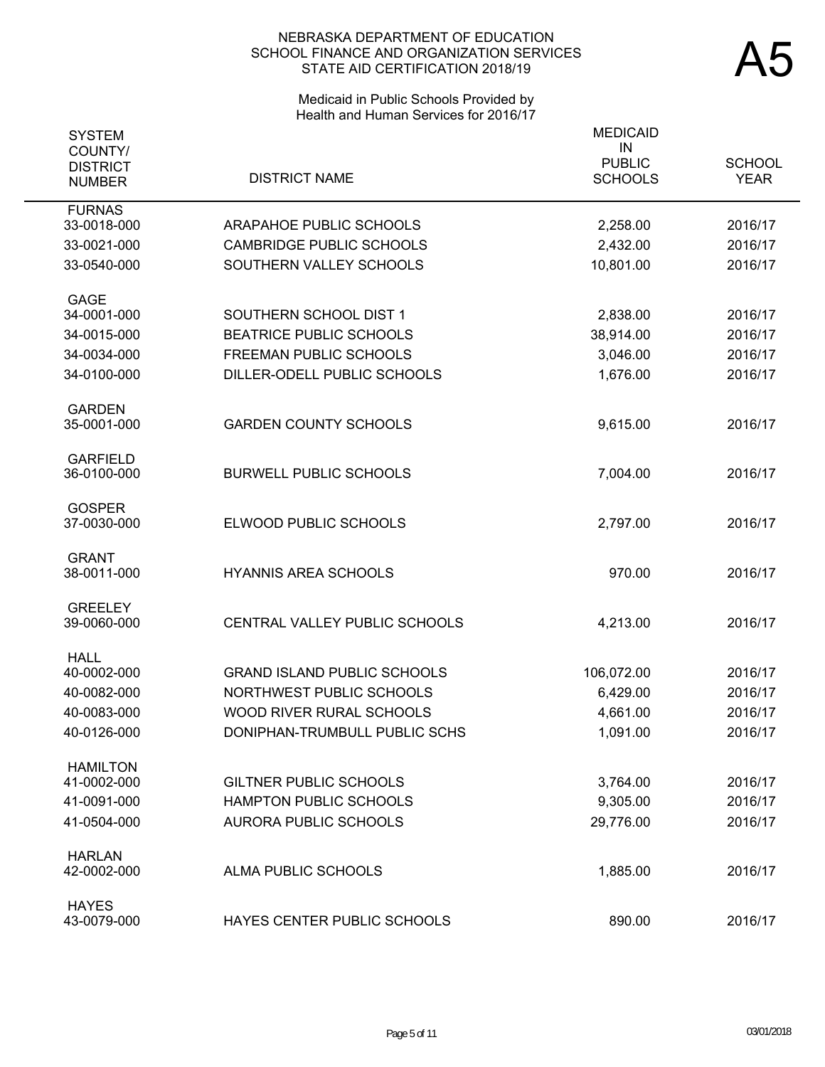NEBRASKA DEPARTMENT OF EDUCATION
SCHOOL FINANCE AND ORGANIZATION SERVICES
STATE AID CERTIFICATION 2018/19

# A5

Medicaid in Public Schools Provided by Health and Human Services for 2016/17

| SYSTEM COUNTY/ DISTRICT NUMBER | DISTRICT NAME | MEDICAID IN PUBLIC SCHOOLS | SCHOOL YEAR |
|---|---|---|---|
| FURNAS | | | |
| 33-0018-000 | ARAPAHOE PUBLIC SCHOOLS | 2,258.00 | 2016/17 |
| 33-0021-000 | CAMBRIDGE PUBLIC SCHOOLS | 2,432.00 | 2016/17 |
| 33-0540-000 | SOUTHERN VALLEY SCHOOLS | 10,801.00 | 2016/17 |
| GAGE | | | |
| 34-0001-000 | SOUTHERN SCHOOL DIST 1 | 2,838.00 | 2016/17 |
| 34-0015-000 | BEATRICE PUBLIC SCHOOLS | 38,914.00 | 2016/17 |
| 34-0034-000 | FREEMAN PUBLIC SCHOOLS | 3,046.00 | 2016/17 |
| 34-0100-000 | DILLER-ODELL PUBLIC SCHOOLS | 1,676.00 | 2016/17 |
| GARDEN | | | |
| 35-0001-000 | GARDEN COUNTY SCHOOLS | 9,615.00 | 2016/17 |
| GARFIELD | | | |
| 36-0100-000 | BURWELL PUBLIC SCHOOLS | 7,004.00 | 2016/17 |
| GOSPER | | | |
| 37-0030-000 | ELWOOD PUBLIC SCHOOLS | 2,797.00 | 2016/17 |
| GRANT | | | |
| 38-0011-000 | HYANNIS AREA SCHOOLS | 970.00 | 2016/17 |
| GREELEY | | | |
| 39-0060-000 | CENTRAL VALLEY PUBLIC SCHOOLS | 4,213.00 | 2016/17 |
| HALL | | | |
| 40-0002-000 | GRAND ISLAND PUBLIC SCHOOLS | 106,072.00 | 2016/17 |
| 40-0082-000 | NORTHWEST PUBLIC SCHOOLS | 6,429.00 | 2016/17 |
| 40-0083-000 | WOOD RIVER RURAL SCHOOLS | 4,661.00 | 2016/17 |
| 40-0126-000 | DONIPHAN-TRUMBULL PUBLIC SCHS | 1,091.00 | 2016/17 |
| HAMILTON | | | |
| 41-0002-000 | GILTNER PUBLIC SCHOOLS | 3,764.00 | 2016/17 |
| 41-0091-000 | HAMPTON PUBLIC SCHOOLS | 9,305.00 | 2016/17 |
| 41-0504-000 | AURORA PUBLIC SCHOOLS | 29,776.00 | 2016/17 |
| HARLAN | | | |
| 42-0002-000 | ALMA PUBLIC SCHOOLS | 1,885.00 | 2016/17 |
| HAYES | | | |
| 43-0079-000 | HAYES CENTER PUBLIC SCHOOLS | 890.00 | 2016/17 |

03/01/2018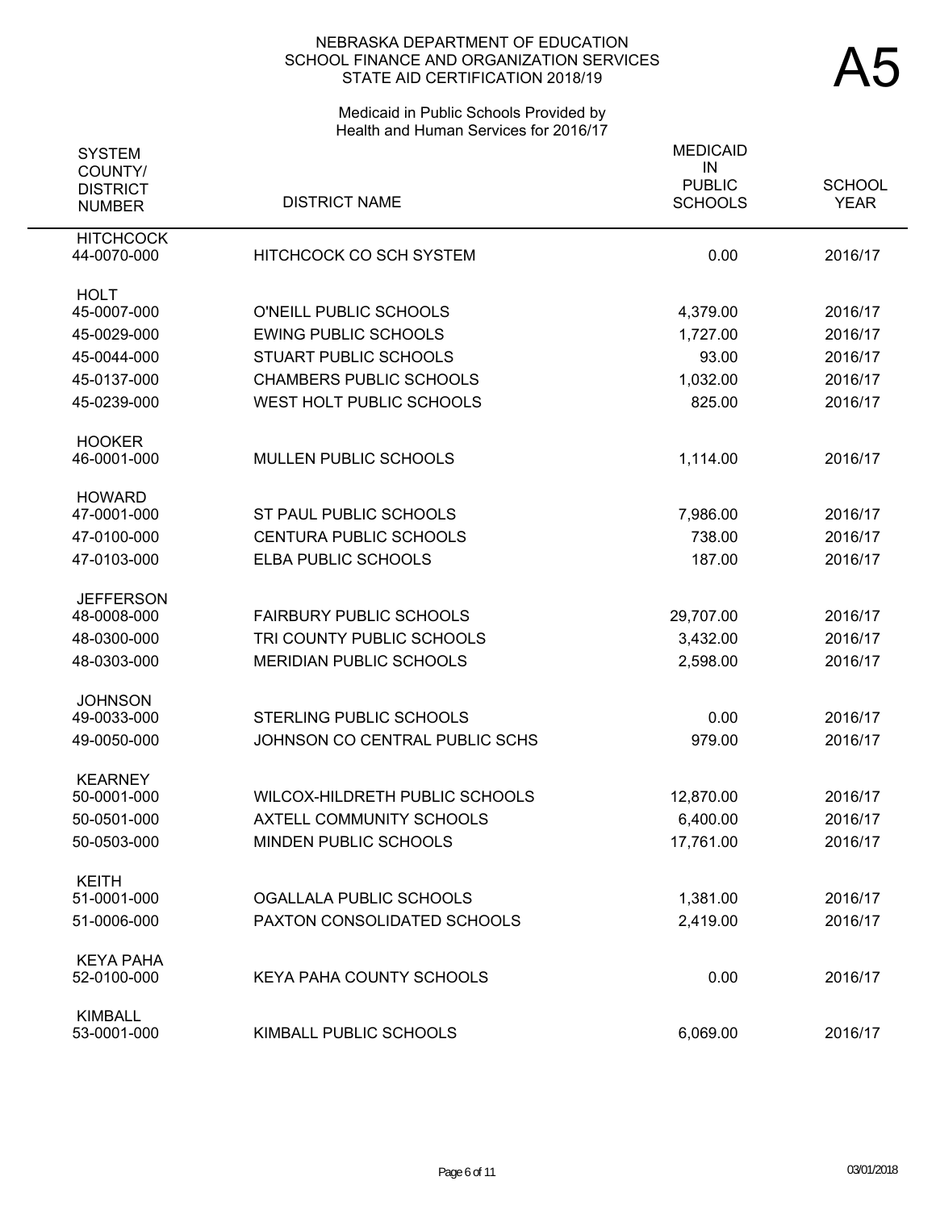NEBRASKA DEPARTMENT OF EDUCATION
SCHOOL FINANCE AND ORGANIZATION SERVICES
STATE AID CERTIFICATION 2018/19

# A5

Medicaid in Public Schools Provided by
Health and Human Services for 2016/17

| SYSTEM COUNTY/ DISTRICT NUMBER | DISTRICT NAME | MEDICAID IN PUBLIC SCHOOLS | SCHOOL YEAR |
|---|---|---|---|
| HITCHCOCK | | | |
| 44-0070-000 | HITCHCOCK CO SCH SYSTEM | 0.00 | 2016/17 |
| HOLT | | | |
| 45-0007-000 | O'NEILL PUBLIC SCHOOLS | 4,379.00 | 2016/17 |
| 45-0029-000 | EWING PUBLIC SCHOOLS | 1,727.00 | 2016/17 |
| 45-0044-000 | STUART PUBLIC SCHOOLS | 93.00 | 2016/17 |
| 45-0137-000 | CHAMBERS PUBLIC SCHOOLS | 1,032.00 | 2016/17 |
| 45-0239-000 | WEST HOLT PUBLIC SCHOOLS | 825.00 | 2016/17 |
| HOOKER | | | |
| 46-0001-000 | MULLEN PUBLIC SCHOOLS | 1,114.00 | 2016/17 |
| HOWARD | | | |
| 47-0001-000 | ST PAUL PUBLIC SCHOOLS | 7,986.00 | 2016/17 |
| 47-0100-000 | CENTURA PUBLIC SCHOOLS | 738.00 | 2016/17 |
| 47-0103-000 | ELBA PUBLIC SCHOOLS | 187.00 | 2016/17 |
| JEFFERSON | | | |
| 48-0008-000 | FAIRBURY PUBLIC SCHOOLS | 29,707.00 | 2016/17 |
| 48-0300-000 | TRI COUNTY PUBLIC SCHOOLS | 3,432.00 | 2016/17 |
| 48-0303-000 | MERIDIAN PUBLIC SCHOOLS | 2,598.00 | 2016/17 |
| JOHNSON | | | |
| 49-0033-000 | STERLING PUBLIC SCHOOLS | 0.00 | 2016/17 |
| 49-0050-000 | JOHNSON CO CENTRAL PUBLIC SCHS | 979.00 | 2016/17 |
| KEARNEY | | | |
| 50-0001-000 | WILCOX-HILDRETH PUBLIC SCHOOLS | 12,870.00 | 2016/17 |
| 50-0501-000 | AXTELL COMMUNITY SCHOOLS | 6,400.00 | 2016/17 |
| 50-0503-000 | MINDEN PUBLIC SCHOOLS | 17,761.00 | 2016/17 |
| KEITH | | | |
| 51-0001-000 | OGALLALA PUBLIC SCHOOLS | 1,381.00 | 2016/17 |
| 51-0006-000 | PAXTON CONSOLIDATED SCHOOLS | 2,419.00 | 2016/17 |
| KEYA PAHA | | | |
| 52-0100-000 | KEYA PAHA COUNTY SCHOOLS | 0.00 | 2016/17 |
| KIMBALL | | | |
| 53-0001-000 | KIMBALL PUBLIC SCHOOLS | 6,069.00 | 2016/17 |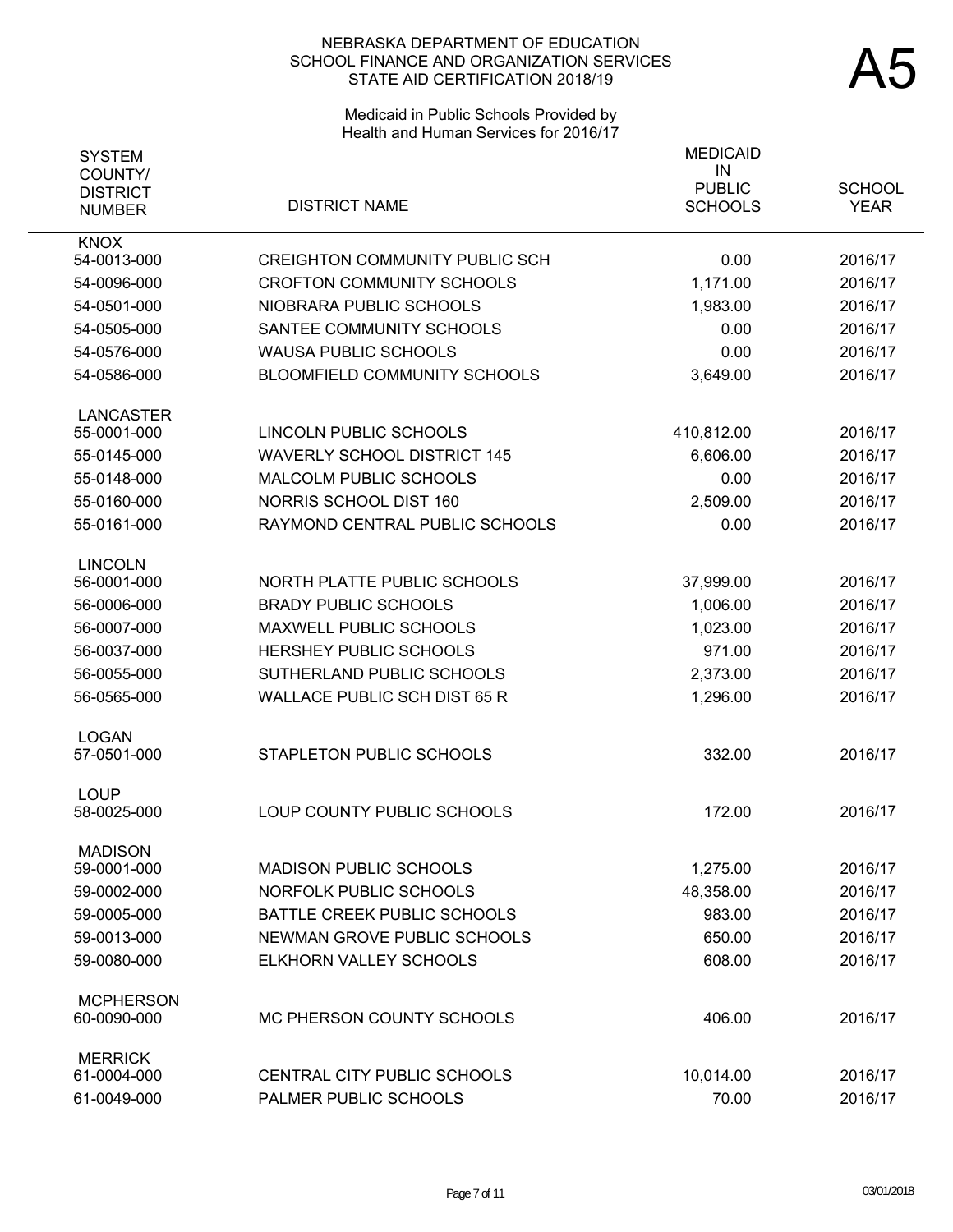# NEBRASKA DEPARTMENT OF EDUCATION
## SCHOOL FINANCE AND ORGANIZATION SERVICES
## STATE AID CERTIFICATION 2018/19

# A5

### Medicaid in Public Schools Provided by Health and Human Services for 2016/17

| SYSTEM COUNTY/ DISTRICT NUMBER | DISTRICT NAME | MEDICAID IN PUBLIC SCHOOLS | SCHOOL YEAR |
|---|---|---|---|
| **KNOX** | | | |
| 54-0013-000 | CREIGHTON COMMUNITY PUBLIC SCH | 0.00 | 2016/17 |
| 54-0096-000 | CROFTON COMMUNITY SCHOOLS | 1,171.00 | 2016/17 |
| 54-0501-000 | NIOBRARA PUBLIC SCHOOLS | 1,983.00 | 2016/17 |
| 54-0505-000 | SANTEE COMMUNITY SCHOOLS | 0.00 | 2016/17 |
| 54-0576-000 | WAUSA PUBLIC SCHOOLS | 0.00 | 2016/17 |
| 54-0586-000 | BLOOMFIELD COMMUNITY SCHOOLS | 3,649.00 | 2016/17 |
| **LANCASTER** | | | |
| 55-0001-000 | LINCOLN PUBLIC SCHOOLS | 410,812.00 | 2016/17 |
| 55-0145-000 | WAVERLY SCHOOL DISTRICT 145 | 6,606.00 | 2016/17 |
| 55-0148-000 | MALCOLM PUBLIC SCHOOLS | 0.00 | 2016/17 |
| 55-0160-000 | NORRIS SCHOOL DIST 160 | 2,509.00 | 2016/17 |
| 55-0161-000 | RAYMOND CENTRAL PUBLIC SCHOOLS | 0.00 | 2016/17 |
| **LINCOLN** | | | |
| 56-0001-000 | NORTH PLATTE PUBLIC SCHOOLS | 37,999.00 | 2016/17 |
| 56-0006-000 | BRADY PUBLIC SCHOOLS | 1,006.00 | 2016/17 |
| 56-0007-000 | MAXWELL PUBLIC SCHOOLS | 1,023.00 | 2016/17 |
| 56-0037-000 | HERSHEY PUBLIC SCHOOLS | 971.00 | 2016/17 |
| 56-0055-000 | SUTHERLAND PUBLIC SCHOOLS | 2,373.00 | 2016/17 |
| 56-0565-000 | WALLACE PUBLIC SCH DIST 65 R | 1,296.00 | 2016/17 |
| **LOGAN** | | | |
| 57-0501-000 | STAPLETON PUBLIC SCHOOLS | 332.00 | 2016/17 |
| **LOUP** | | | |
| 58-0025-000 | LOUP COUNTY PUBLIC SCHOOLS | 172.00 | 2016/17 |
| **MADISON** | | | |
| 59-0001-000 | MADISON PUBLIC SCHOOLS | 1,275.00 | 2016/17 |
| 59-0002-000 | NORFOLK PUBLIC SCHOOLS | 48,358.00 | 2016/17 |
| 59-0005-000 | BATTLE CREEK PUBLIC SCHOOLS | 983.00 | 2016/17 |
| 59-0013-000 | NEWMAN GROVE PUBLIC SCHOOLS | 650.00 | 2016/17 |
| 59-0080-000 | ELKHORN VALLEY SCHOOLS | 608.00 | 2016/17 |
| **MCPHERSON** | | | |
| 60-0090-000 | MC PHERSON COUNTY SCHOOLS | 406.00 | 2016/17 |
| **MERRICK** | | | |
| 61-0004-000 | CENTRAL CITY PUBLIC SCHOOLS | 10,014.00 | 2016/17 |
| 61-0049-000 | PALMER PUBLIC SCHOOLS | 70.00 | 2016/17 |

03/01/2018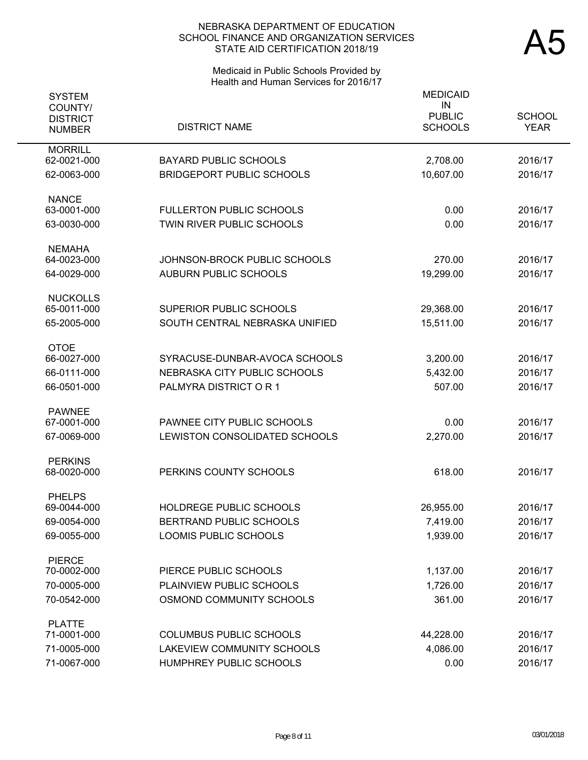# NEBRASKA DEPARTMENT OF EDUCATION
## SCHOOL FINANCE AND ORGANIZATION SERVICES
## STATE AID CERTIFICATION 2018/19

**A5**

### Medicaid in Public Schools Provided by Health and Human Services for 2016/17

| SYSTEM COUNTY/ DISTRICT NUMBER | DISTRICT NAME | MEDICAID IN PUBLIC SCHOOLS | SCHOOL YEAR |
|---|---|---|---|
| MORRILL | | | |
| 62-0021-000 | BAYARD PUBLIC SCHOOLS | 2,708.00 | 2016/17 |
| 62-0063-000 | BRIDGEPORT PUBLIC SCHOOLS | 10,607.00 | 2016/17 |
| NANCE | | | |
| 63-0001-000 | FULLERTON PUBLIC SCHOOLS | 0.00 | 2016/17 |
| 63-0030-000 | TWIN RIVER PUBLIC SCHOOLS | 0.00 | 2016/17 |
| NEMAHA | | | |
| 64-0023-000 | JOHNSON-BROCK PUBLIC SCHOOLS | 270.00 | 2016/17 |
| 64-0029-000 | AUBURN PUBLIC SCHOOLS | 19,299.00 | 2016/17 |
| NUCKOLLS | | | |
| 65-0011-000 | SUPERIOR PUBLIC SCHOOLS | 29,368.00 | 2016/17 |
| 65-2005-000 | SOUTH CENTRAL NEBRASKA UNIFIED | 15,511.00 | 2016/17 |
| OTOE | | | |
| 66-0027-000 | SYRACUSE-DUNBAR-AVOCA SCHOOLS | 3,200.00 | 2016/17 |
| 66-0111-000 | NEBRASKA CITY PUBLIC SCHOOLS | 5,432.00 | 2016/17 |
| 66-0501-000 | PALMYRA DISTRICT O R 1 | 507.00 | 2016/17 |
| PAWNEE | | | |
| 67-0001-000 | PAWNEE CITY PUBLIC SCHOOLS | 0.00 | 2016/17 |
| 67-0069-000 | LEWISTON CONSOLIDATED SCHOOLS | 2,270.00 | 2016/17 |
| PERKINS | | | |
| 68-0020-000 | PERKINS COUNTY SCHOOLS | 618.00 | 2016/17 |
| PHELPS | | | |
| 69-0044-000 | HOLDREGE PUBLIC SCHOOLS | 26,955.00 | 2016/17 |
| 69-0054-000 | BERTRAND PUBLIC SCHOOLS | 7,419.00 | 2016/17 |
| 69-0055-000 | LOOMIS PUBLIC SCHOOLS | 1,939.00 | 2016/17 |
| PIERCE | | | |
| 70-0002-000 | PIERCE PUBLIC SCHOOLS | 1,137.00 | 2016/17 |
| 70-0005-000 | PLAINVIEW PUBLIC SCHOOLS | 1,726.00 | 2016/17 |
| 70-0542-000 | OSMOND COMMUNITY SCHOOLS | 361.00 | 2016/17 |
| PLATTE | | | |
| 71-0001-000 | COLUMBUS PUBLIC SCHOOLS | 44,228.00 | 2016/17 |
| 71-0005-000 | LAKEVIEW COMMUNITY SCHOOLS | 4,086.00 | 2016/17 |
| 71-0067-000 | HUMPHREY PUBLIC SCHOOLS | 0.00 | 2016/17 |

03/01/2018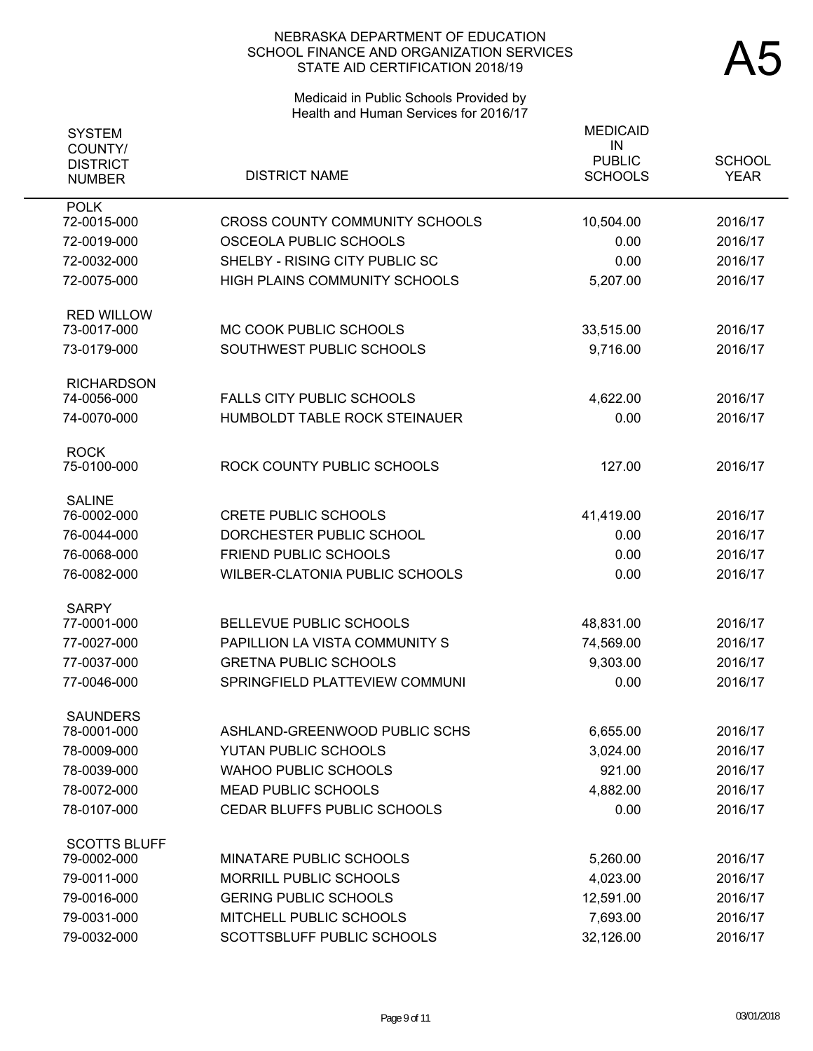NEBRASKA DEPARTMENT OF EDUCATION
SCHOOL FINANCE AND ORGANIZATION SERVICES
STATE AID CERTIFICATION 2018/19

# A5

Medicaid in Public Schools Provided by
Health and Human Services for 2016/17

| SYSTEM COUNTY/ DISTRICT NUMBER | DISTRICT NAME | MEDICAID IN PUBLIC SCHOOLS | SCHOOL YEAR |
|---|---|---|---|
| POLK | | | |
| 72-0015-000 | CROSS COUNTY COMMUNITY SCHOOLS | 10,504.00 | 2016/17 |
| 72-0019-000 | OSCEOLA PUBLIC SCHOOLS | 0.00 | 2016/17 |
| 72-0032-000 | SHELBY - RISING CITY PUBLIC SC | 0.00 | 2016/17 |
| 72-0075-000 | HIGH PLAINS COMMUNITY SCHOOLS | 5,207.00 | 2016/17 |
| RED WILLOW | | | |
| 73-0017-000 | MC COOK PUBLIC SCHOOLS | 33,515.00 | 2016/17 |
| 73-0179-000 | SOUTHWEST PUBLIC SCHOOLS | 9,716.00 | 2016/17 |
| RICHARDSON | | | |
| 74-0056-000 | FALLS CITY PUBLIC SCHOOLS | 4,622.00 | 2016/17 |
| 74-0070-000 | HUMBOLDT TABLE ROCK STEINAUER | 0.00 | 2016/17 |
| ROCK | | | |
| 75-0100-000 | ROCK COUNTY PUBLIC SCHOOLS | 127.00 | 2016/17 |
| SALINE | | | |
| 76-0002-000 | CRETE PUBLIC SCHOOLS | 41,419.00 | 2016/17 |
| 76-0044-000 | DORCHESTER PUBLIC SCHOOL | 0.00 | 2016/17 |
| 76-0068-000 | FRIEND PUBLIC SCHOOLS | 0.00 | 2016/17 |
| 76-0082-000 | WILBER-CLATONIA PUBLIC SCHOOLS | 0.00 | 2016/17 |
| SARPY | | | |
| 77-0001-000 | BELLEVUE PUBLIC SCHOOLS | 48,831.00 | 2016/17 |
| 77-0027-000 | PAPILLION LA VISTA COMMUNITY S | 74,569.00 | 2016/17 |
| 77-0037-000 | GRETNA PUBLIC SCHOOLS | 9,303.00 | 2016/17 |
| 77-0046-000 | SPRINGFIELD PLATTEVIEW COMMUNI | 0.00 | 2016/17 |
| SAUNDERS | | | |
| 78-0001-000 | ASHLAND-GREENWOOD PUBLIC SCHS | 6,655.00 | 2016/17 |
| 78-0009-000 | YUTAN PUBLIC SCHOOLS | 3,024.00 | 2016/17 |
| 78-0039-000 | WAHOO PUBLIC SCHOOLS | 921.00 | 2016/17 |
| 78-0072-000 | MEAD PUBLIC SCHOOLS | 4,882.00 | 2016/17 |
| 78-0107-000 | CEDAR BLUFFS PUBLIC SCHOOLS | 0.00 | 2016/17 |
| SCOTTS BLUFF | | | |
| 79-0002-000 | MINATARE PUBLIC SCHOOLS | 5,260.00 | 2016/17 |
| 79-0011-000 | MORRILL PUBLIC SCHOOLS | 4,023.00 | 2016/17 |
| 79-0016-000 | GERING PUBLIC SCHOOLS | 12,591.00 | 2016/17 |
| 79-0031-000 | MITCHELL PUBLIC SCHOOLS | 7,693.00 | 2016/17 |
| 79-0032-000 | SCOTTSBLUFF PUBLIC SCHOOLS | 32,126.00 | 2016/17 |

03/01/2018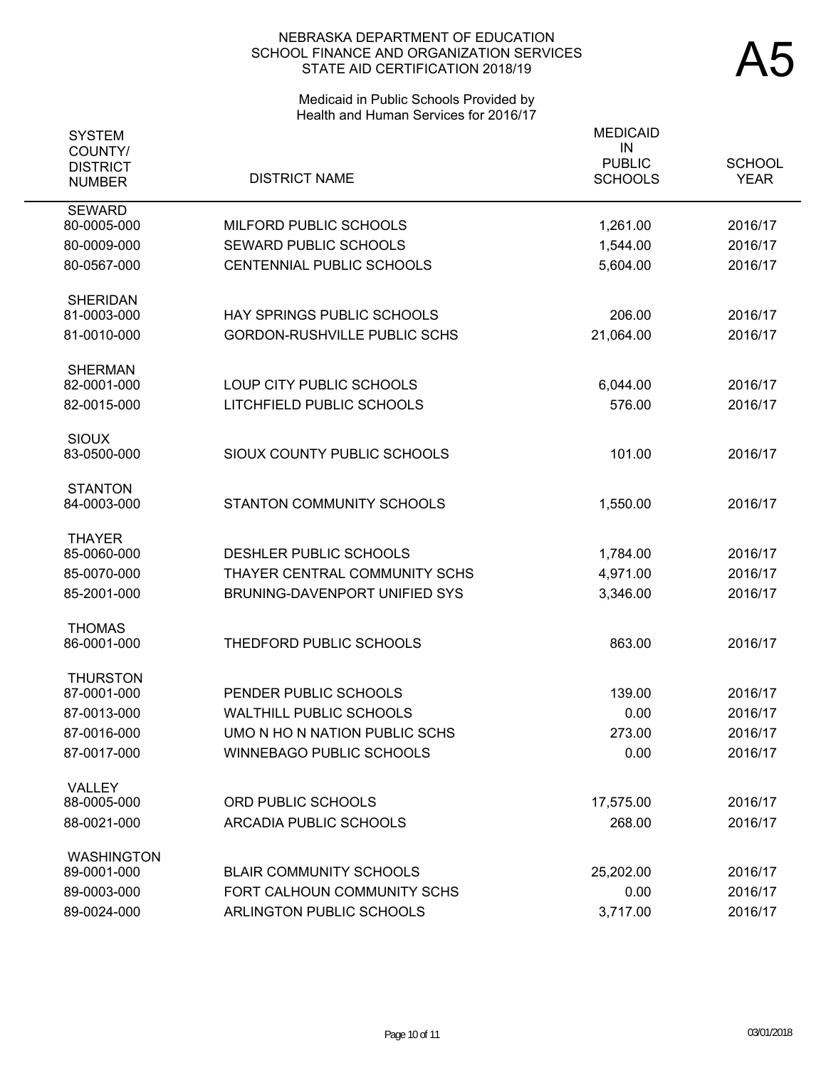NEBRASKA DEPARTMENT OF EDUCATION
SCHOOL FINANCE AND ORGANIZATION SERVICES
STATE AID CERTIFICATION 2018/19

# A5

Medicaid in Public Schools Provided by
Health and Human Services for 2016/17

| SYSTEM COUNTY/ DISTRICT NUMBER | DISTRICT NAME | MEDICAID IN PUBLIC SCHOOLS | SCHOOL YEAR |
|---|---|---|---|
| **SEWARD** | | | |
| 80-0005-000 | MILFORD PUBLIC SCHOOLS | 1,261.00 | 2016/17 |
| 80-0009-000 | SEWARD PUBLIC SCHOOLS | 1,544.00 | 2016/17 |
| 80-0567-000 | CENTENNIAL PUBLIC SCHOOLS | 5,604.00 | 2016/17 |
| **SHERIDAN** | | | |
| 81-0003-000 | HAY SPRINGS PUBLIC SCHOOLS | 206.00 | 2016/17 |
| 81-0010-000 | GORDON-RUSHVILLE PUBLIC SCHS | 21,064.00 | 2016/17 |
| **SHERMAN** | | | |
| 82-0001-000 | LOUP CITY PUBLIC SCHOOLS | 6,044.00 | 2016/17 |
| 82-0015-000 | LITCHFIELD PUBLIC SCHOOLS | 576.00 | 2016/17 |
| **SIOUX** | | | |
| 83-0500-000 | SIOUX COUNTY PUBLIC SCHOOLS | 101.00 | 2016/17 |
| **STANTON** | | | |
| 84-0003-000 | STANTON COMMUNITY SCHOOLS | 1,550.00 | 2016/17 |
| **THAYER** | | | |
| 85-0060-000 | DESHLER PUBLIC SCHOOLS | 1,784.00 | 2016/17 |
| 85-0070-000 | THAYER CENTRAL COMMUNITY SCHS | 4,971.00 | 2016/17 |
| 85-2001-000 | BRUNING-DAVENPORT UNIFIED SYS | 3,346.00 | 2016/17 |
| **THOMAS** | | | |
| 86-0001-000 | THEDFORD PUBLIC SCHOOLS | 863.00 | 2016/17 |
| **THURSTON** | | | |
| 87-0001-000 | PENDER PUBLIC SCHOOLS | 139.00 | 2016/17 |
| 87-0013-000 | WALTHILL PUBLIC SCHOOLS | 0.00 | 2016/17 |
| 87-0016-000 | UMO N HO N NATION PUBLIC SCHS | 273.00 | 2016/17 |
| 87-0017-000 | WINNEBAGO PUBLIC SCHOOLS | 0.00 | 2016/17 |
| **VALLEY** | | | |
| 88-0005-000 | ORD PUBLIC SCHOOLS | 17,575.00 | 2016/17 |
| 88-0021-000 | ARCADIA PUBLIC SCHOOLS | 268.00 | 2016/17 |
| **WASHINGTON** | | | |
| 89-0001-000 | BLAIR COMMUNITY SCHOOLS | 25,202.00 | 2016/17 |
| 89-0003-000 | FORT CALHOUN COMMUNITY SCHS | 0.00 | 2016/17 |
| 89-0024-000 | ARLINGTON PUBLIC SCHOOLS | 3,717.00 | 2016/17 |

03/01/2018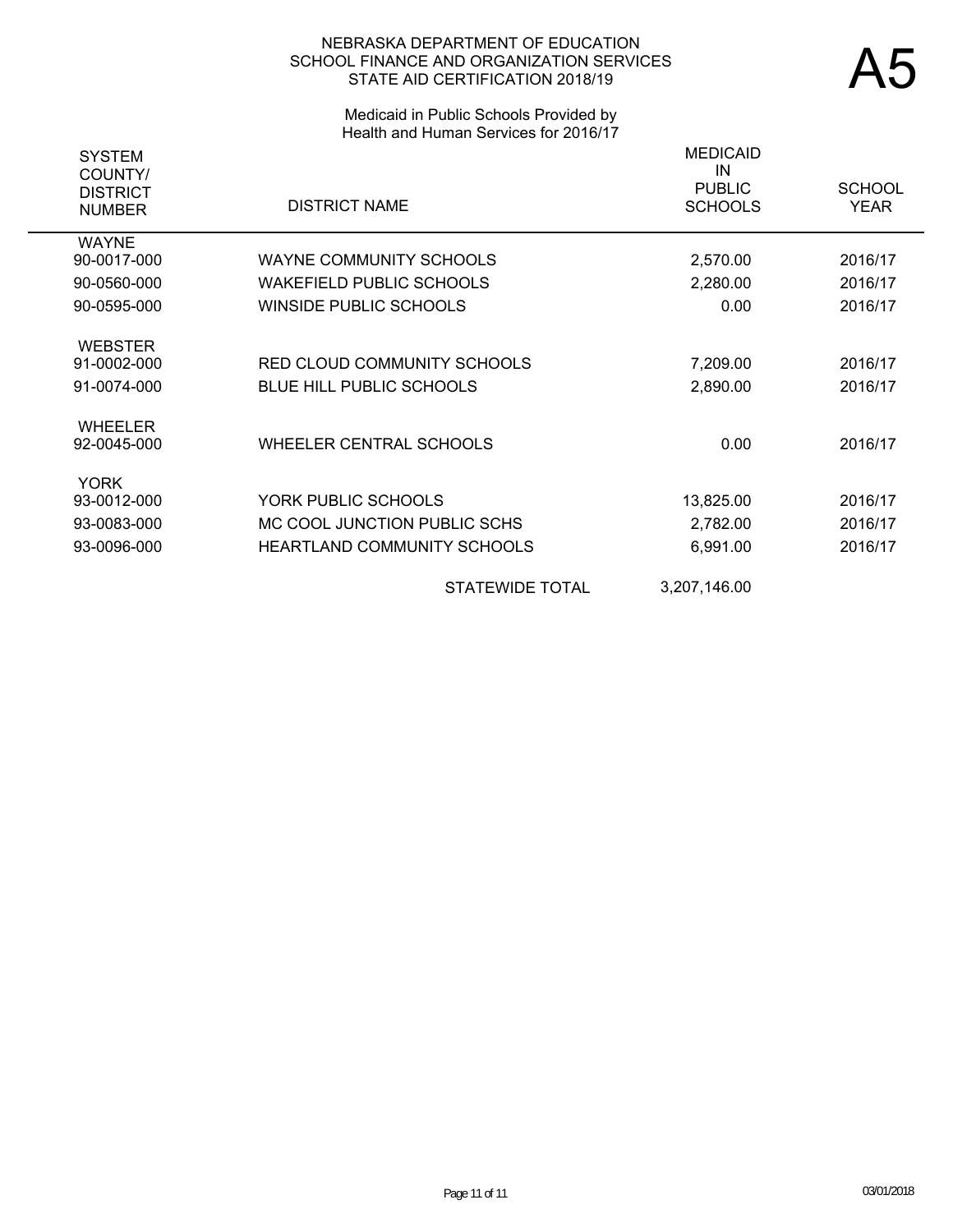NEBRASKA DEPARTMENT OF EDUCATION
SCHOOL FINANCE AND ORGANIZATION SERVICES
STATE AID CERTIFICATION 2018/19

# A5

Medicaid in Public Schools Provided by
Health and Human Services for 2016/17

| SYSTEM COUNTY/ DISTRICT NUMBER | DISTRICT NAME | MEDICAID IN PUBLIC SCHOOLS | SCHOOL YEAR |
|---|---|---|---|
| WAYNE | | | |
| 90-0017-000 | WAYNE COMMUNITY SCHOOLS | 2,570.00 | 2016/17 |
| 90-0560-000 | WAKEFIELD PUBLIC SCHOOLS | 2,280.00 | 2016/17 |
| 90-0595-000 | WINSIDE PUBLIC SCHOOLS | 0.00 | 2016/17 |
| WEBSTER | | | |
| 91-0002-000 | RED CLOUD COMMUNITY SCHOOLS | 7,209.00 | 2016/17 |
| 91-0074-000 | BLUE HILL PUBLIC SCHOOLS | 2,890.00 | 2016/17 |
| WHEELER | | | |
| 92-0045-000 | WHEELER CENTRAL SCHOOLS | 0.00 | 2016/17 |
| YORK | | | |
| 93-0012-000 | YORK PUBLIC SCHOOLS | 13,825.00 | 2016/17 |
| 93-0083-000 | MC COOL JUNCTION PUBLIC SCHS | 2,782.00 | 2016/17 |
| 93-0096-000 | HEARTLAND COMMUNITY SCHOOLS | 6,991.00 | 2016/17 |
| | STATEWIDE TOTAL | 3,207,146.00 | |

03/01/2018